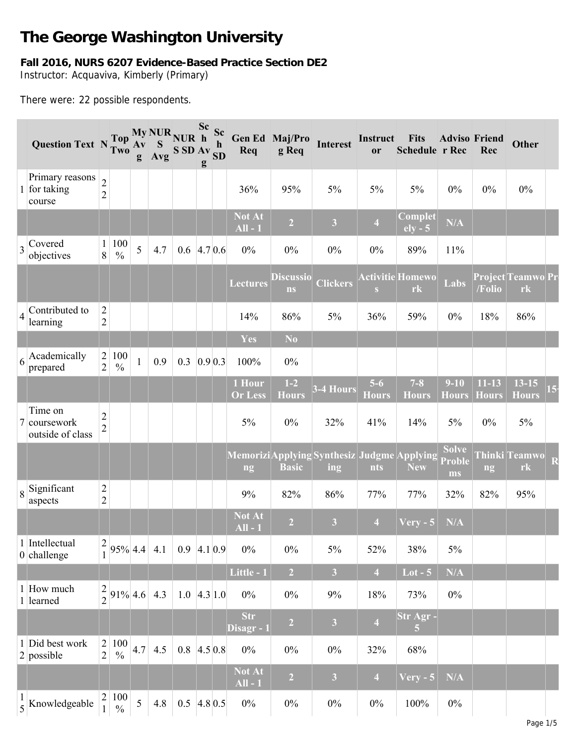# The George Washington University

**Fall 2016, NURS 6207 Evidence-Based Practice Section DE2**
Instructor: Acquaviva, Kimberly (Primary)

There were: 22 possible respondents.

| | Question Text | N | Top Two | My Avg | NURS Avg | NURS SD | Sch Avg | Sch SD | Gen Ed Req | Maj/Prog Req | Interest | Instructor | Fits Schedule | Advisor Rec | Friend Rec | Other | |
|---|---|---|---|---|---|---|---|---|---|---|---|---|---|---|---|---|---|
| 1 | Primary reasons for taking course | 22 | | | | | | | 36% | 95% | 5% | 5% | 5% | 0% | 0% | 0% | |
| | | | | | | | | | Not At All - 1 | 2 | 3 | 4 | Completely - 5 | N/A | | | |
| 3 | Covered objectives | 18 | 100 % | 5 | 4.7 | 0.6 | 4.7 | 0.6 | 0% | 0% | 0% | 0% | 89% | 11% | | | |
| | | | | | | | | | Lectures | Discussions | Clickers | Activities | Homework | Labs | Project /Folio | Teamwork | Pr |
| 4 | Contributed to learning | 22 | | | | | | | 14% | 86% | 5% | 36% | 59% | 0% | 18% | 86% | |
| | | | | | | | | | Yes | No | | | | | | | |
| 6 | Academically prepared | 22 | 100 % | 1 | 0.9 | 0.3 | 0.9 | 0.3 | 100% | 0% | | | | | | | |
| | | | | | | | | | 1 Hour Or Less | 1-2 Hours | 3-4 Hours | 5-6 Hours | 7-8 Hours | 9-10 Hours | 11-13 Hours | 13-15 Hours | 15- |
| 7 | Time on coursework outside of class | 22 | | | | | | | 5% | 0% | 32% | 41% | 14% | 5% | 0% | 5% | |
| | | | | | | | | | Memorizing | Applying Basic | Synthesizing | Judgments | Applying New | Solve Problems | Thinking | Teamwork | R |
| 8 | Significant aspects | 22 | | | | | | | 9% | 82% | 86% | 77% | 77% | 32% | 82% | 95% | |
| | | | | | | | | | Not At All - 1 | 2 | 3 | 4 | Very - 5 | N/A | | | |
| 10 | Intellectual challenge | 21 | 95% | 4.4 | 4.1 | 0.9 | 4.1 | 0.9 | 0% | 0% | 5% | 52% | 38% | 5% | | | |
| | | | | | | | | | Little - 1 | 2 | 3 | 4 | Lot - 5 | N/A | | | |
| 11 | How much learned | 22 | 91% | 4.6 | 4.3 | 1.0 | 4.3 | 1.0 | 0% | 0% | 9% | 18% | 73% | 0% | | | |
| | | | | | | | | | Str Disagr - 1 | 2 | 3 | 4 | Str Agr - 5 | | | | |
| 12 | Did best work possible | 22 | 100 % | 4.7 | 4.5 | 0.8 | 4.5 | 0.8 | 0% | 0% | 0% | 32% | 68% | | | | |
| | | | | | | | | | Not At All - 1 | 2 | 3 | 4 | Very - 5 | N/A | | | |
| 15 | Knowledgeable | 21 | 100 % | 5 | 4.8 | 0.5 | 4.8 | 0.5 | 0% | 0% | 0% | 0% | 100% | 0% | | | |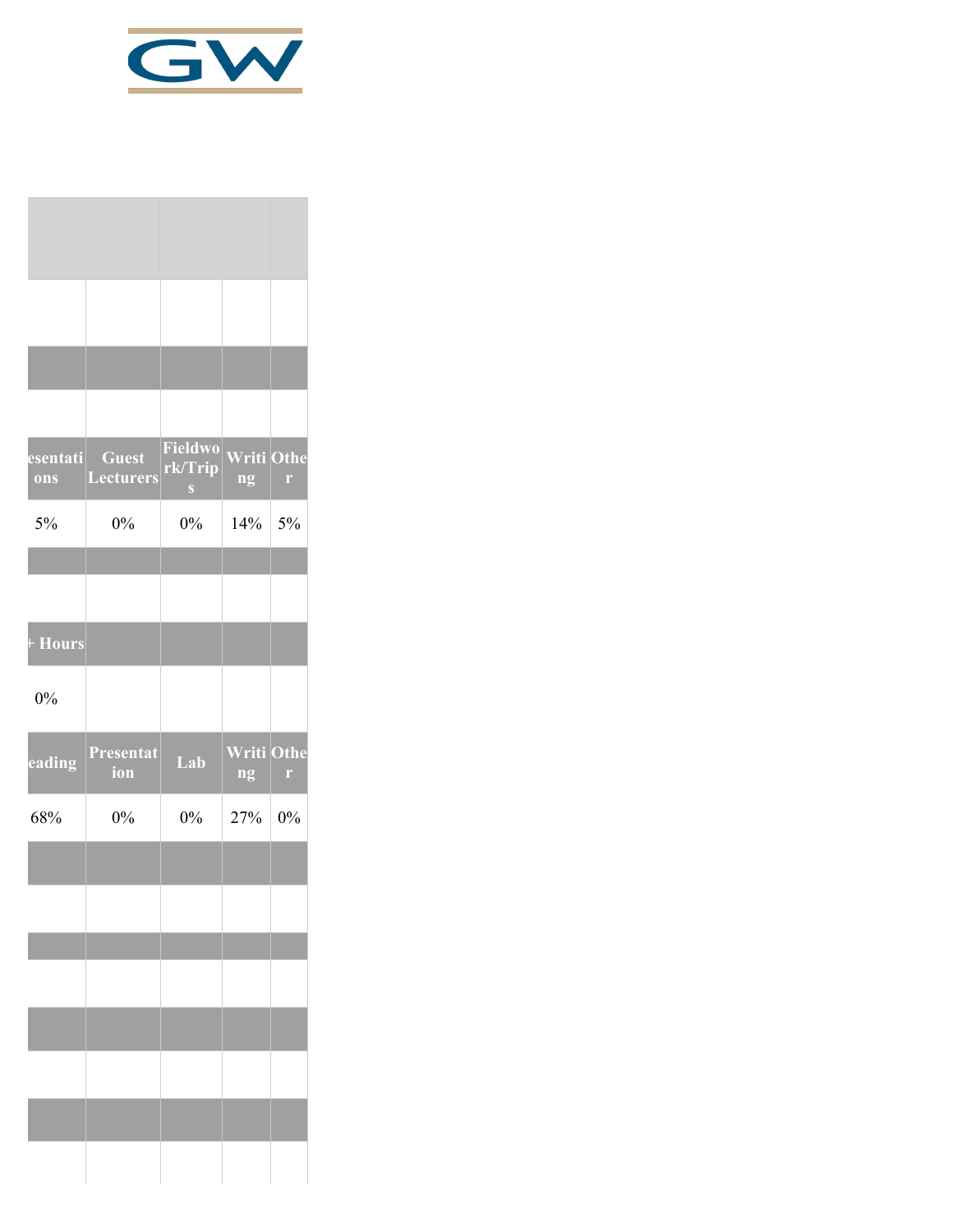| esentations | Guest Lecturers | Fieldwork/Trips | Writing | Other |
| --- | --- | --- | --- | --- |
| 5% | 0% | 0% | 14% | 5% |

| + Hours | | | | |
| --- | --- | --- | --- | --- |
| 0% | | | | |

| eading | Presentation | Lab | Writing | Other |
| --- | --- | --- | --- | --- |
| 68% | 0% | 0% | 27% | 0% |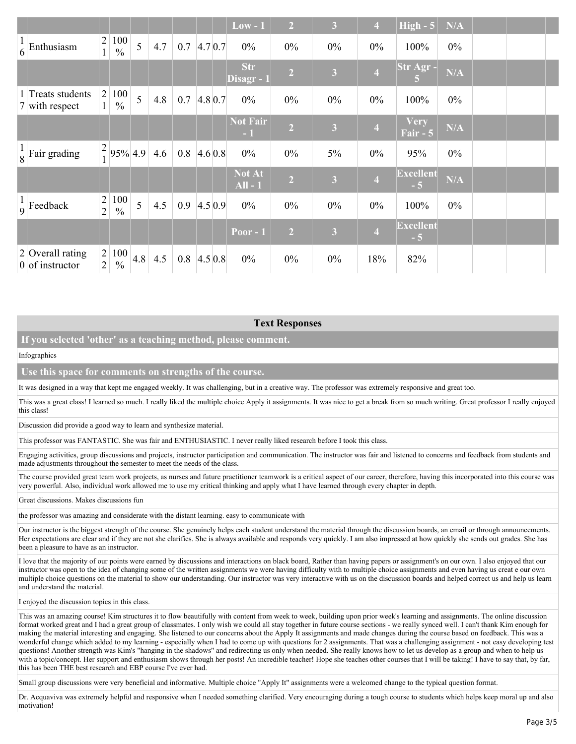| | | | | | | | | | Low - 1 | 2 | 3 | 4 | High - 5 | N/A | | | |
|---|---|---|---|---|---|---|---|---|---|---|---|---|---|---|---|---|---|
| 16 | Enthusiasm | 21 | 100 % | 5 | 4.7 | 0.7 | 4.7 | 0.7 | 0% | 0% | 0% | 0% | 100% | 0% | | | |
| | | | | | | | | | Str Disagr - 1 | 2 | 3 | 4 | Str Agr - 5 | N/A | | | |
| 17 | Treats students with respect | 21 | 100 % | 5 | 4.8 | 0.7 | 4.8 | 0.7 | 0% | 0% | 0% | 0% | 100% | 0% | | | |
| | | | | | | | | | Not Fair - 1 | 2 | 3 | 4 | Very Fair - 5 | N/A | | | |
| 18 | Fair grading | 21 | 95% | 4.9 | 4.6 | 0.8 | 4.6 | 0.8 | 0% | 0% | 5% | 0% | 95% | 0% | | | |
| | | | | | | | | | Not At All - 1 | 2 | 3 | 4 | Excellent - 5 | N/A | | | |
| 19 | Feedback | 22 | 100 % | 5 | 4.5 | 0.9 | 4.5 | 0.9 | 0% | 0% | 0% | 0% | 100% | 0% | | | |
| | | | | | | | | | Poor - 1 | 2 | 3 | 4 | Excellent - 5 | | | | |
| 20 | Overall rating of instructor | 22 | 100 % | 4.8 | 4.5 | 0.8 | 4.5 | 0.8 | 0% | 0% | 0% | 18% | 82% | | | | |

## Text Responses

### If you selected 'other' as a teaching method, please comment.

Infographics

### Use this space for comments on strengths of the course.

It was designed in a way that kept me engaged weekly. It was challenging, but in a creative way. The professor was extremely responsive and great too.

This was a great class! I learned so much. I really liked the multiple choice Apply it assignments. It was nice to get a break from so much writing. Great professor I really enjoyed this class!

Discussion did provide a good way to learn and synthesize material.

This professor was FANTASTIC. She was fair and ENTHUSIASTIC. I never really liked research before I took this class.

Engaging activities, group discussions and projects, instructor participation and communication. The instructor was fair and listened to concerns and feedback from students and made adjustments throughout the semester to meet the needs of the class.

The course provided great team work projects, as nurses and future practitioner teamwork is a critical aspect of our career, therefore, having this incorporated into this course was very powerful. Also, individual work allowed me to use my critical thinking and apply what I have learned through every chapter in depth.

Great discussions. Makes discussions fun

the professor was amazing and considerate with the distant learning. easy to communicate with

Our instructor is the biggest strength of the course. She genuinely helps each student understand the material through the discussion boards, an email or through announcements. Her expectations are clear and if they are not she clarifies. She is always available and responds very quickly. I am also impressed at how quickly she sends out grades. She has been a pleasure to have as an instructor.

I love that the majority of our points were earned by discussions and interactions on black board, Rather than having papers or assignment's on our own. I also enjoyed that our instructor was open to the idea of changing some of the written assignments we were having difficulty with to multiple choice assignments and even having us creat e our own multiple choice questions on the material to show our understanding. Our instructor was very interactive with us on the discussion boards and helped correct us and help us learn and understand the material.

I enjoyed the discussion topics in this class.

This was an amazing course! Kim structures it to flow beautifully with content from week to week, building upon prior week's learning and assignments. The online discussion format worked great and I had a great group of classmates. I only wish we could all stay together in future course sections - we really synced well. I can't thank Kim enough for making the material interesting and engaging. She listened to our concerns about the Apply It assignments and made changes during the course based on feedback. This was a wonderful change which added to my learning - especially when I had to come up with questions for 2 assignments. That was a challenging assignment - not easy developing test questions! Another strength was Kim's "hanging in the shadows" and redirecting us only when needed. She really knows how to let us develop as a group and when to help us with a topic/concept. Her support and enthusiasm shows through her posts! An incredible teacher! Hope she teaches other courses that I will be taking! I have to say that, by far, this has been THE best research and EBP course I've ever had.

Small group discussions were very beneficial and informative. Multiple choice "Apply It" assignments were a welcomed change to the typical question format.

Dr. Acquaviva was extremely helpful and responsive when I needed something clarified. Very encouraging during a tough course to students which helps keep moral up and also motivation!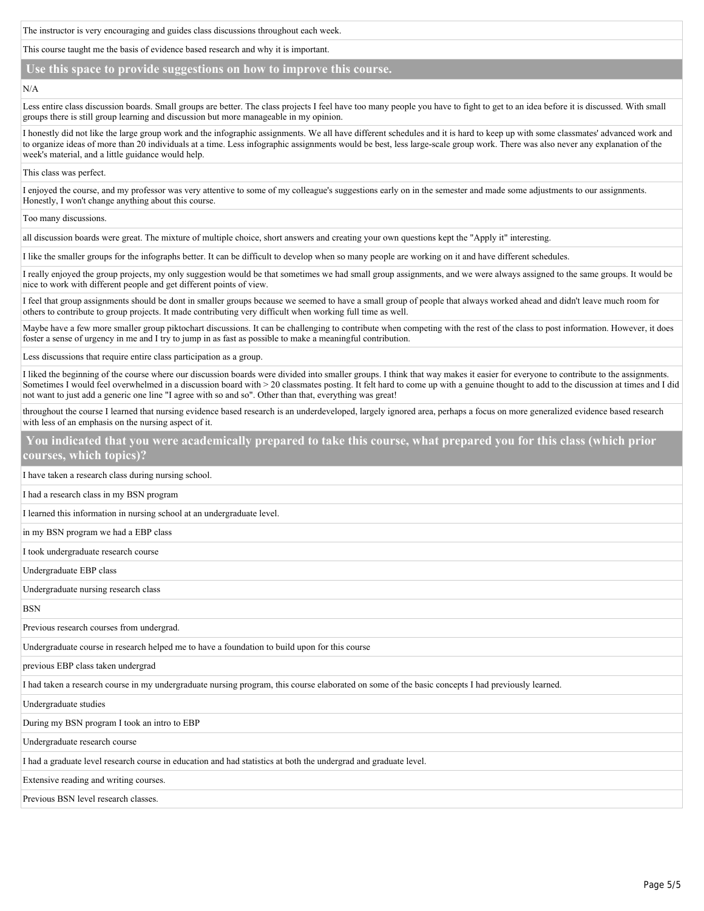The instructor is very encouraging and guides class discussions throughout each week.

This course taught me the basis of evidence based research and why it is important.

## Use this space to provide suggestions on how to improve this course.

N/A

Less entire class discussion boards. Small groups are better. The class projects I feel have too many people you have to fight to get to an idea before it is discussed. With small groups there is still group learning and discussion but more manageable in my opinion.

I honestly did not like the large group work and the infographic assignments. We all have different schedules and it is hard to keep up with some classmates' advanced work and to organize ideas of more than 20 individuals at a time. Less infographic assignments would be best, less large-scale group work. There was also never any explanation of the week's material, and a little guidance would help.

This class was perfect.

I enjoyed the course, and my professor was very attentive to some of my colleague's suggestions early on in the semester and made some adjustments to our assignments. Honestly, I won't change anything about this course.

Too many discussions.

all discussion boards were great. The mixture of multiple choice, short answers and creating your own questions kept the "Apply it" interesting.

I like the smaller groups for the infographs better. It can be difficult to develop when so many people are working on it and have different schedules.

I really enjoyed the group projects, my only suggestion would be that sometimes we had small group assignments, and we were always assigned to the same groups. It would be nice to work with different people and get different points of view.

I feel that group assignments should be dont in smaller groups because we seemed to have a small group of people that always worked ahead and didn't leave much room for others to contribute to group projects. It made contributing very difficult when working full time as well.

Maybe have a few more smaller group piktochart discussions. It can be challenging to contribute when competing with the rest of the class to post information. However, it does foster a sense of urgency in me and I try to jump in as fast as possible to make a meaningful contribution.

Less discussions that require entire class participation as a group.

I liked the beginning of the course where our discussion boards were divided into smaller groups. I think that way makes it easier for everyone to contribute to the assignments. Sometimes I would feel overwhelmed in a discussion board with > 20 classmates posting. It felt hard to come up with a genuine thought to add to the discussion at times and I did not want to just add a generic one line "I agree with so and so". Other than that, everything was great!

throughout the course I learned that nursing evidence based research is an underdeveloped, largely ignored area, perhaps a focus on more generalized evidence based research with less of an emphasis on the nursing aspect of it.

## You indicated that you were academically prepared to take this course, what prepared you for this class (which prior courses, which topics)?

I have taken a research class during nursing school.

I had a research class in my BSN program

I learned this information in nursing school at an undergraduate level.

in my BSN program we had a EBP class

I took undergraduate research course

Undergraduate EBP class

Undergraduate nursing research class

BSN

Previous research courses from undergrad.

Undergraduate course in research helped me to have a foundation to build upon for this course

previous EBP class taken undergrad

I had taken a research course in my undergraduate nursing program, this course elaborated on some of the basic concepts I had previously learned.

Undergraduate studies

During my BSN program I took an intro to EBP

Undergraduate research course

I had a graduate level research course in education and had statistics at both the undergrad and graduate level.

Extensive reading and writing courses.

Previous BSN level research classes.